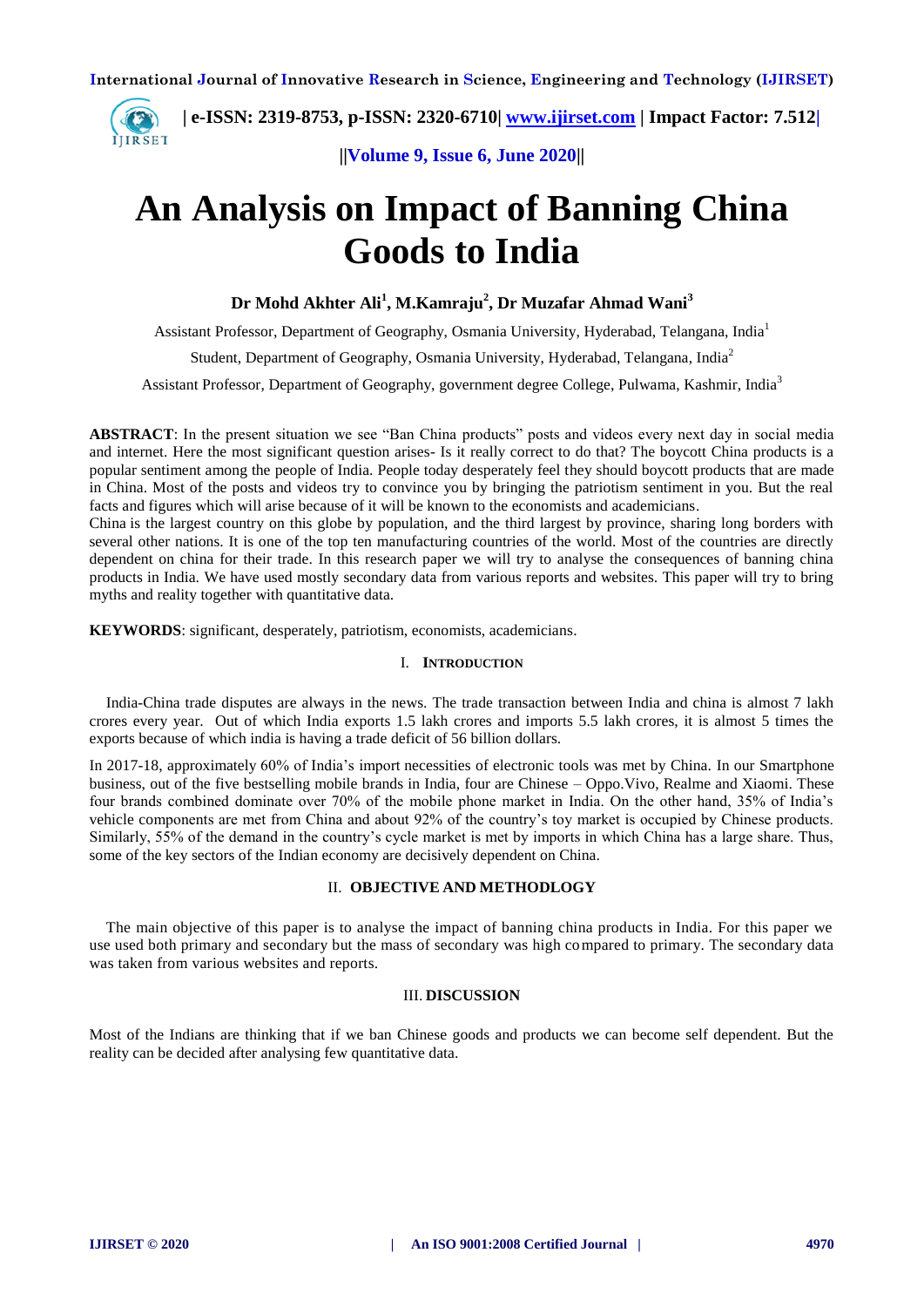# An Analysis on Impact of Banning China Goods to India

**Dr Mohd Akhter Ali[1], M.Kamraju[2], Dr Muzafar Ahmad Wani[3]**

Assistant Professor, Department of Geography, Osmania University, Hyderabad, Telangana, India[1]

Student, Department of Geography, Osmania University, Hyderabad, Telangana, India[2]

Assistant Professor, Department of Geography, government degree College, Pulwama, Kashmir, India[3]

**ABSTRACT**: In the present situation we see "Ban China products" posts and videos every next day in social media and internet. Here the most significant question arises- Is it really correct to do that? The boycott China products is a popular sentiment among the people of India. People today desperately feel they should boycott products that are made in China. Most of the posts and videos try to convince you by bringing the patriotism sentiment in you. But the real facts and figures which will arise because of it will be known to the economists and academicians.

China is the largest country on this globe by population, and the third largest by province, sharing long borders with several other nations. It is one of the top ten manufacturing countries of the world. Most of the countries are directly dependent on china for their trade. In this research paper we will try to analyse the consequences of banning china products in India. We have used mostly secondary data from various reports and websites. This paper will try to bring myths and reality together with quantitative data.

**KEYWORDS**: significant, desperately, patriotism, economists, academicians.

## I. INTRODUCTION

India-China trade disputes are always in the news. The trade transaction between India and china is almost 7 lakh crores every year. Out of which India exports 1.5 lakh crores and imports 5.5 lakh crores, it is almost 5 times the exports because of which india is having a trade deficit of 56 billion dollars.

In 2017-18, approximately 60% of India's import necessities of electronic tools was met by China. In our Smartphone business, out of the five bestselling mobile brands in India, four are Chinese – Oppo.Vivo, Realme and Xiaomi. These four brands combined dominate over 70% of the mobile phone market in India. On the other hand, 35% of India's vehicle components are met from China and about 92% of the country's toy market is occupied by Chinese products. Similarly, 55% of the demand in the country's cycle market is met by imports in which China has a large share. Thus, some of the key sectors of the Indian economy are decisively dependent on China.

## II. OBJECTIVE AND METHODLOGY

The main objective of this paper is to analyse the impact of banning china products in India. For this paper we use used both primary and secondary but the mass of secondary was high compared to primary. The secondary data was taken from various websites and reports.

## III. DISCUSSION

Most of the Indians are thinking that if we ban Chinese goods and products we can become self dependent. But the reality can be decided after analysing few quantitative data.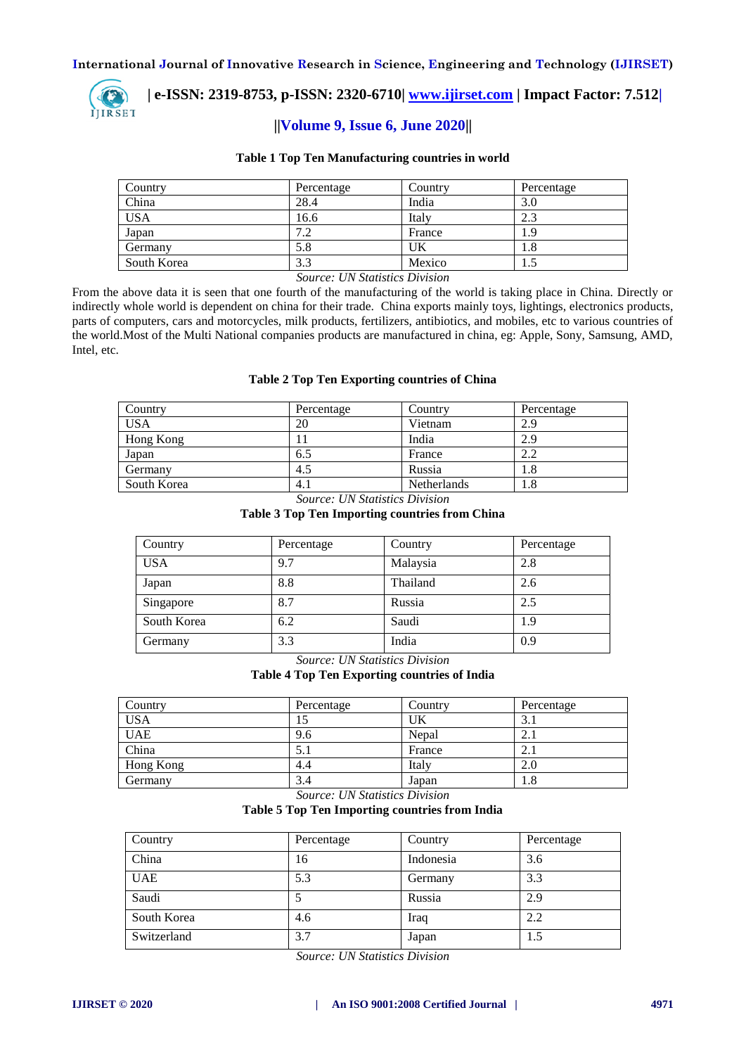**Table 1 Top Ten Manufacturing countries in world**

| Country | Percentage | Country | Percentage |
|---|---|---|---|
| China | 28.4 | India | 3.0 |
| USA | 16.6 | Italy | 2.3 |
| Japan | 7.2 | France | 1.9 |
| Germany | 5.8 | UK | 1.8 |
| South Korea | 3.3 | Mexico | 1.5 |

*Source: UN Statistics Division*

From the above data it is seen that one fourth of the manufacturing of the world is taking place in China. Directly or indirectly whole world is dependent on china for their trade. China exports mainly toys, lightings, electronics products, parts of computers, cars and motorcycles, milk products, fertilizers, antibiotics, and mobiles, etc to various countries of the world.Most of the Multi National companies products are manufactured in china, eg: Apple, Sony, Samsung, AMD, Intel, etc.

**Table 2 Top Ten Exporting countries of China**

| Country | Percentage | Country | Percentage |
|---|---|---|---|
| USA | 20 | Vietnam | 2.9 |
| Hong Kong | 11 | India | 2.9 |
| Japan | 6.5 | France | 2.2 |
| Germany | 4.5 | Russia | 1.8 |
| South Korea | 4.1 | Netherlands | 1.8 |

*Source: UN Statistics Division*

**Table 3 Top Ten Importing countries from China**

| Country | Percentage | Country | Percentage |
|---|---|---|---|
| USA | 9.7 | Malaysia | 2.8 |
| Japan | 8.8 | Thailand | 2.6 |
| Singapore | 8.7 | Russia | 2.5 |
| South Korea | 6.2 | Saudi | 1.9 |
| Germany | 3.3 | India | 0.9 |

*Source: UN Statistics Division*

**Table 4 Top Ten Exporting countries of India**

| Country | Percentage | Country | Percentage |
|---|---|---|---|
| USA | 15 | UK | 3.1 |
| UAE | 9.6 | Nepal | 2.1 |
| China | 5.1 | France | 2.1 |
| Hong Kong | 4.4 | Italy | 2.0 |
| Germany | 3.4 | Japan | 1.8 |

*Source: UN Statistics Division*

**Table 5 Top Ten Importing countries from India**

| Country | Percentage | Country | Percentage |
|---|---|---|---|
| China | 16 | Indonesia | 3.6 |
| UAE | 5.3 | Germany | 3.3 |
| Saudi | 5 | Russia | 2.9 |
| South Korea | 4.6 | Iraq | 2.2 |
| Switzerland | 3.7 | Japan | 1.5 |

*Source: UN Statistics Division*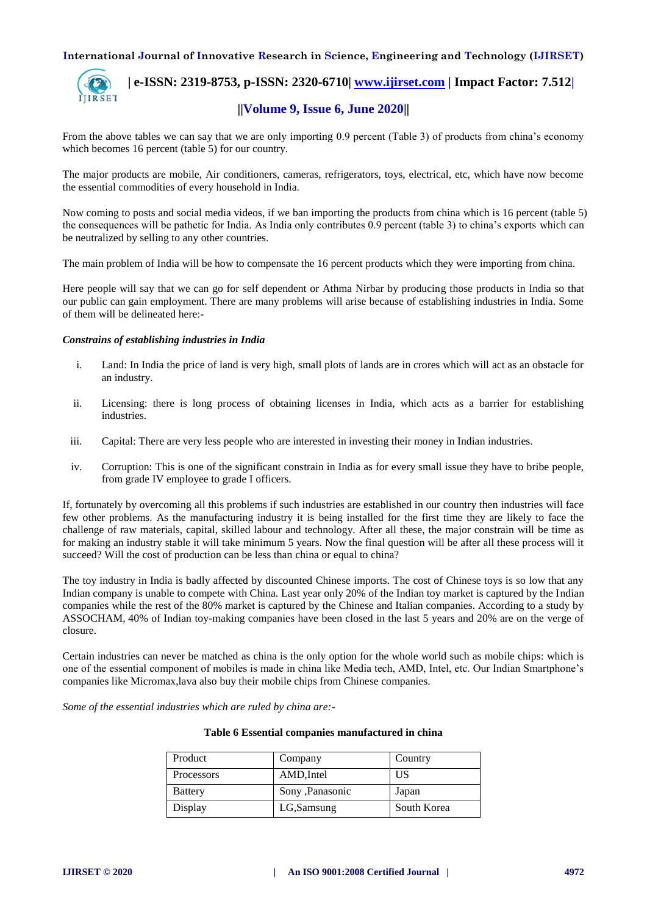From the above tables we can say that we are only importing 0.9 percent (Table 3) of products from china's economy which becomes 16 percent (table 5) for our country.

The major products are mobile, Air conditioners, cameras, refrigerators, toys, electrical, etc, which have now become the essential commodities of every household in India.

Now coming to posts and social media videos, if we ban importing the products from china which is 16 percent (table 5) the consequences will be pathetic for India. As India only contributes 0.9 percent (table 3) to china's exports which can be neutralized by selling to any other countries.

The main problem of India will be how to compensate the 16 percent products which they were importing from china.

Here people will say that we can go for self dependent or Athma Nirbar by producing those products in India so that our public can gain employment. There are many problems will arise because of establishing industries in India. Some of them will be delineated here:-

*Constrains of establishing industries in India*

i. Land: In India the price of land is very high, small plots of lands are in crores which will act as an obstacle for an industry.

ii. Licensing: there is long process of obtaining licenses in India, which acts as a barrier for establishing industries.

iii. Capital: There are very less people who are interested in investing their money in Indian industries.

iv. Corruption: This is one of the significant constrain in India as for every small issue they have to bribe people, from grade IV employee to grade I officers.

If, fortunately by overcoming all this problems if such industries are established in our country then industries will face few other problems. As the manufacturing industry it is being installed for the first time they are likely to face the challenge of raw materials, capital, skilled labour and technology. After all these, the major constrain will be time as for making an industry stable it will take minimum 5 years. Now the final question will be after all these process will it succeed? Will the cost of production can be less than china or equal to china?

The toy industry in India is badly affected by discounted Chinese imports. The cost of Chinese toys is so low that any Indian company is unable to compete with China. Last year only 20% of the Indian toy market is captured by the Indian companies while the rest of the 80% market is captured by the Chinese and Italian companies. According to a study by ASSOCHAM, 40% of Indian toy-making companies have been closed in the last 5 years and 20% are on the verge of closure.

Certain industries can never be matched as china is the only option for the whole world such as mobile chips: which is one of the essential component of mobiles is made in china like Media tech, AMD, Intel, etc. Our Indian Smartphone's companies like Micromax,lava also buy their mobile chips from Chinese companies.

*Some of the essential industries which are ruled by china are:-*

**Table 6 Essential companies manufactured in china**

| Product | Company | Country |
|---|---|---|
| Processors | AMD,Intel | US |
| Battery | Sony ,Panasonic | Japan |
| Display | LG,Samsung | South Korea |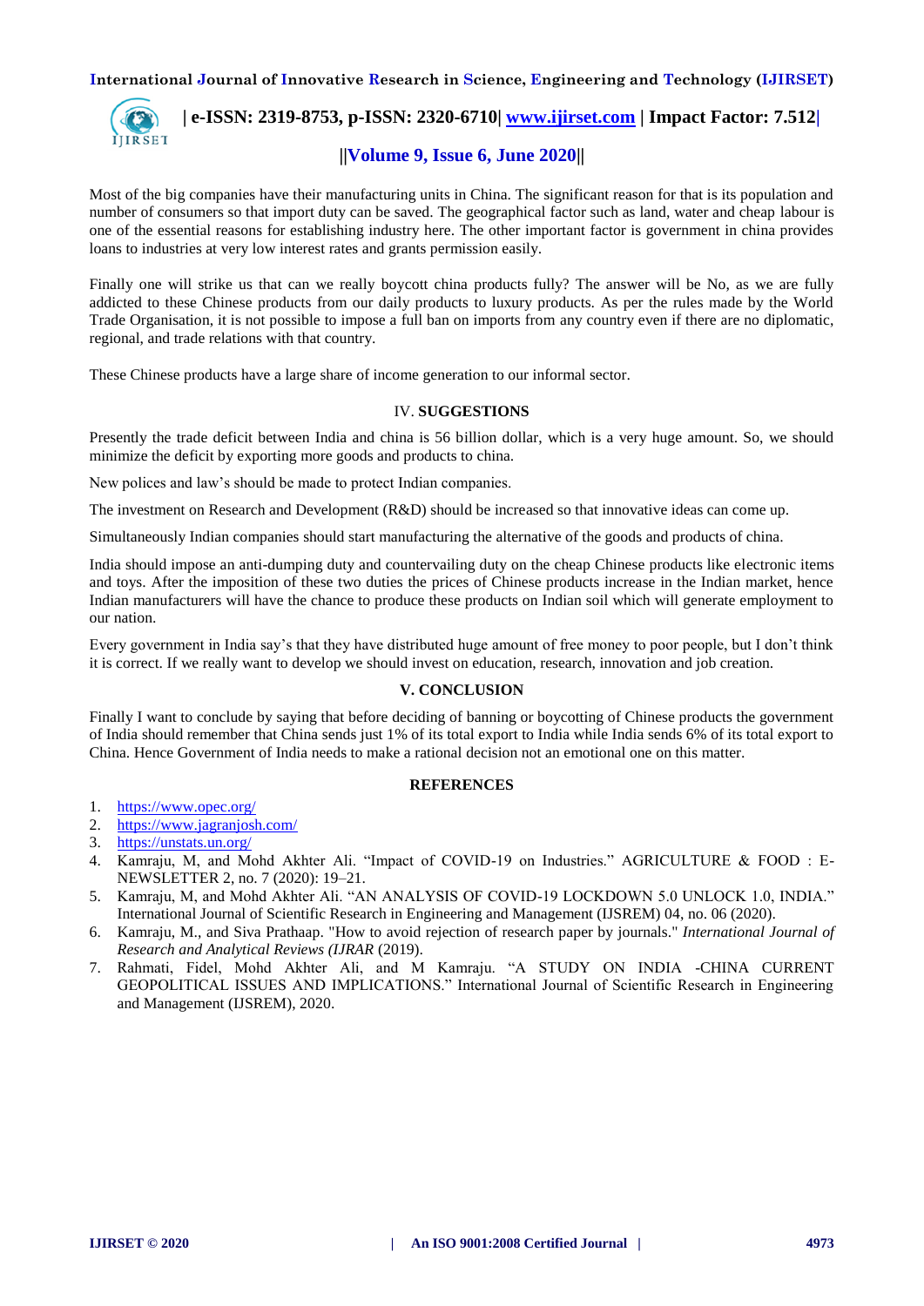Most of the big companies have their manufacturing units in China. The significant reason for that is its population and number of consumers so that import duty can be saved. The geographical factor such as land, water and cheap labour is one of the essential reasons for establishing industry here. The other important factor is government in china provides loans to industries at very low interest rates and grants permission easily.

Finally one will strike us that can we really boycott china products fully? The answer will be No, as we are fully addicted to these Chinese products from our daily products to luxury products. As per the rules made by the World Trade Organisation, it is not possible to impose a full ban on imports from any country even if there are no diplomatic, regional, and trade relations with that country.

These Chinese products have a large share of income generation to our informal sector.

## IV. SUGGESTIONS

Presently the trade deficit between India and china is 56 billion dollar, which is a very huge amount. So, we should minimize the deficit by exporting more goods and products to china.

New polices and law's should be made to protect Indian companies.

The investment on Research and Development (R&D) should be increased so that innovative ideas can come up.

Simultaneously Indian companies should start manufacturing the alternative of the goods and products of china.

India should impose an anti-dumping duty and countervailing duty on the cheap Chinese products like electronic items and toys. After the imposition of these two duties the prices of Chinese products increase in the Indian market, hence Indian manufacturers will have the chance to produce these products on Indian soil which will generate employment to our nation.

Every government in India say's that they have distributed huge amount of free money to poor people, but I don't think it is correct. If we really want to develop we should invest on education, research, innovation and job creation.

## V. CONCLUSION

Finally I want to conclude by saying that before deciding of banning or boycotting of Chinese products the government of India should remember that China sends just 1% of its total export to India while India sends 6% of its total export to China. Hence Government of India needs to make a rational decision not an emotional one on this matter.

## REFERENCES

1. https://www.opec.org/
2. https://www.jagranjosh.com/
3. https://unstats.un.org/
4. Kamraju, M, and Mohd Akhter Ali. "Impact of COVID-19 on Industries." AGRICULTURE & FOOD : E-NEWSLETTER 2, no. 7 (2020): 19–21.
5. Kamraju, M, and Mohd Akhter Ali. "AN ANALYSIS OF COVID-19 LOCKDOWN 5.0 UNLOCK 1.0, INDIA." International Journal of Scientific Research in Engineering and Management (IJSREM) 04, no. 06 (2020).
6. Kamraju, M., and Siva Prathaap. "How to avoid rejection of research paper by journals." *International Journal of Research and Analytical Reviews (IJRAR* (2019).
7. Rahmati, Fidel, Mohd Akhter Ali, and M Kamraju. "A STUDY ON INDIA -CHINA CURRENT GEOPOLITICAL ISSUES AND IMPLICATIONS." International Journal of Scientific Research in Engineering and Management (IJSREM), 2020.